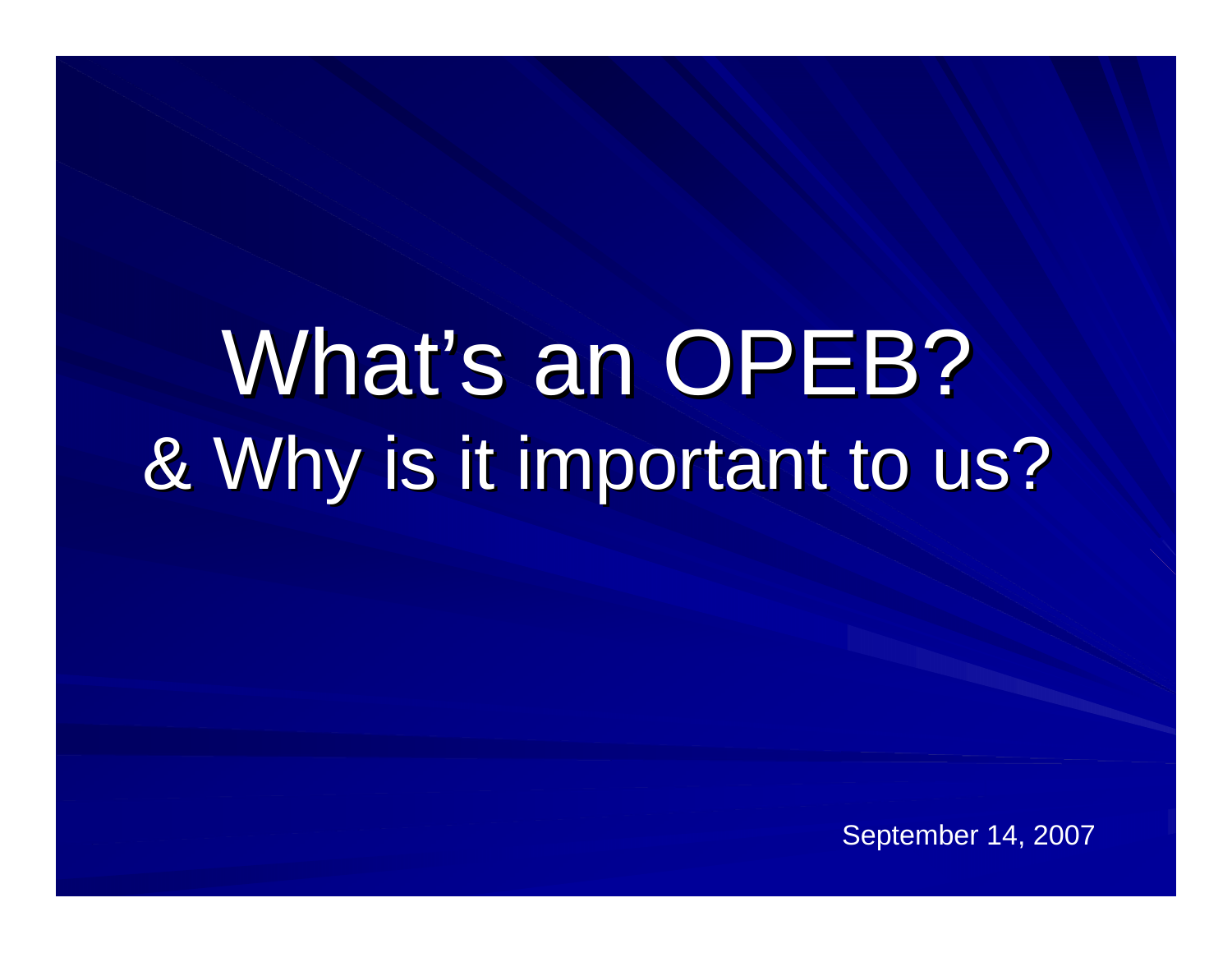# What's an OPEB?
## & Why is it important to us?

September 14, 2007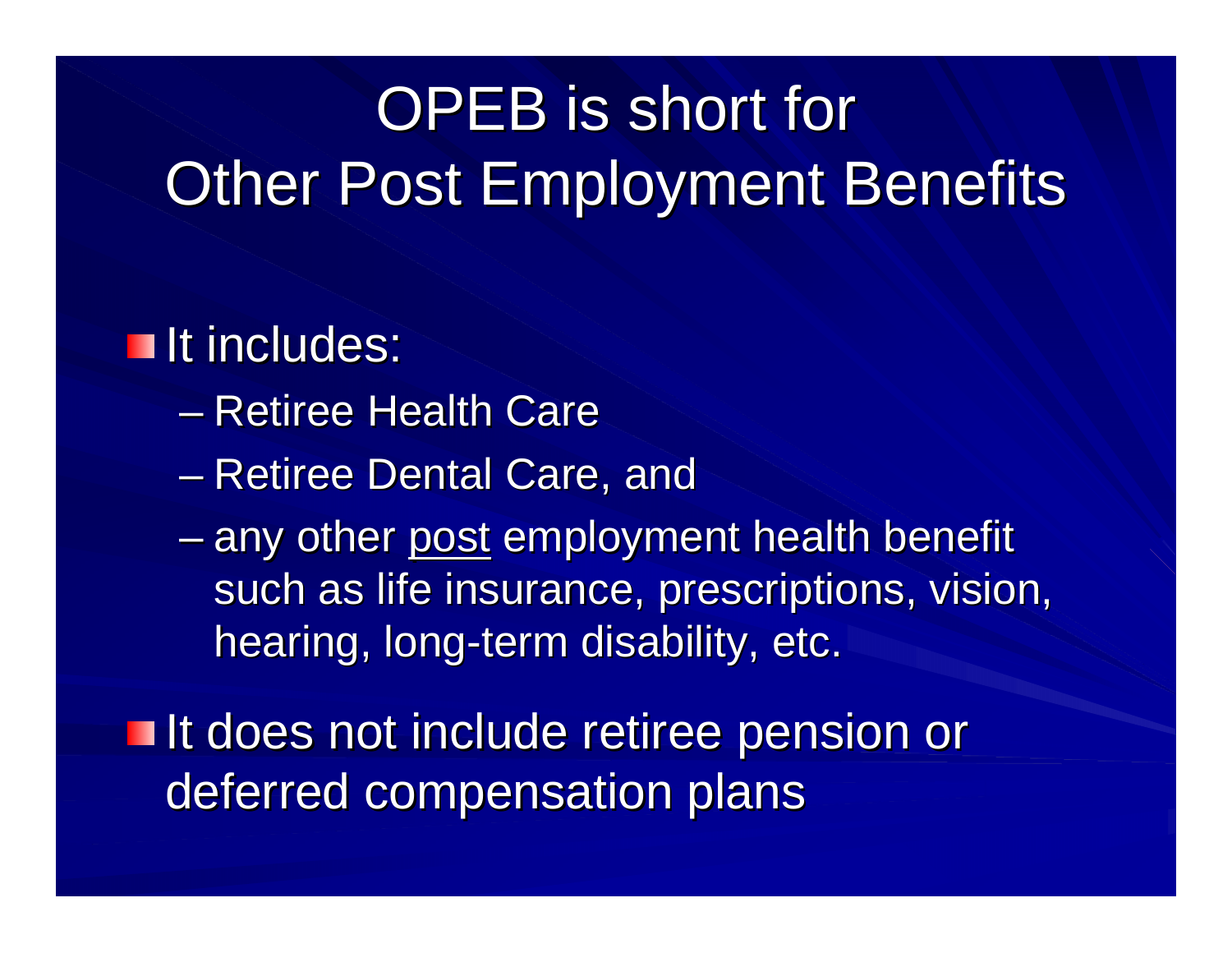# OPEB is short for Other Post Employment Benefits

- It includes:
  - Retiree Health Care
  - Retiree Dental Care, and
  - any other <u>post</u> employment health benefit such as life insurance, prescriptions, vision, hearing, long-term disability, etc.
- It does not include retiree pension or deferred compensation plans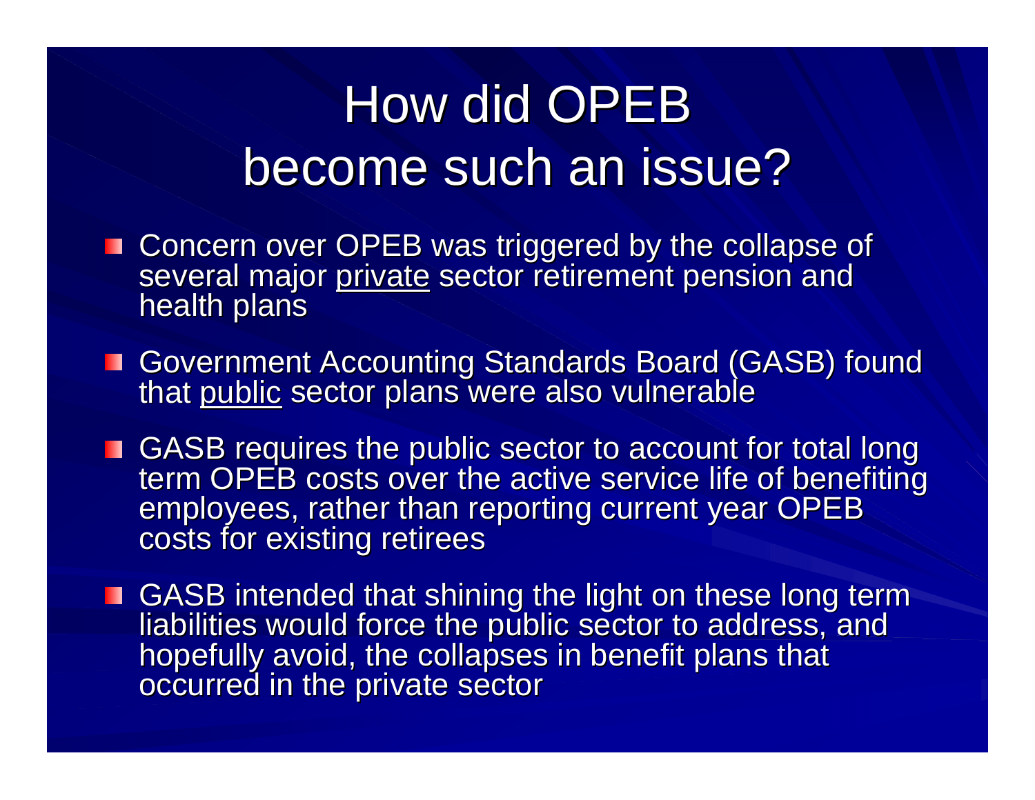# How did OPEB become such an issue?

- Concern over OPEB was triggered by the collapse of several major <u>private</u> sector retirement pension and health plans
- Government Accounting Standards Board (GASB) found that <u>public</u> sector plans were also vulnerable
- GASB requires the public sector to account for total long term OPEB costs over the active service life of benefiting employees, rather than reporting current year OPEB costs for existing retirees
- GASB intended that shining the light on these long term liabilities would force the public sector to address, and hopefully avoid, the collapses in benefit plans that occurred in the private sector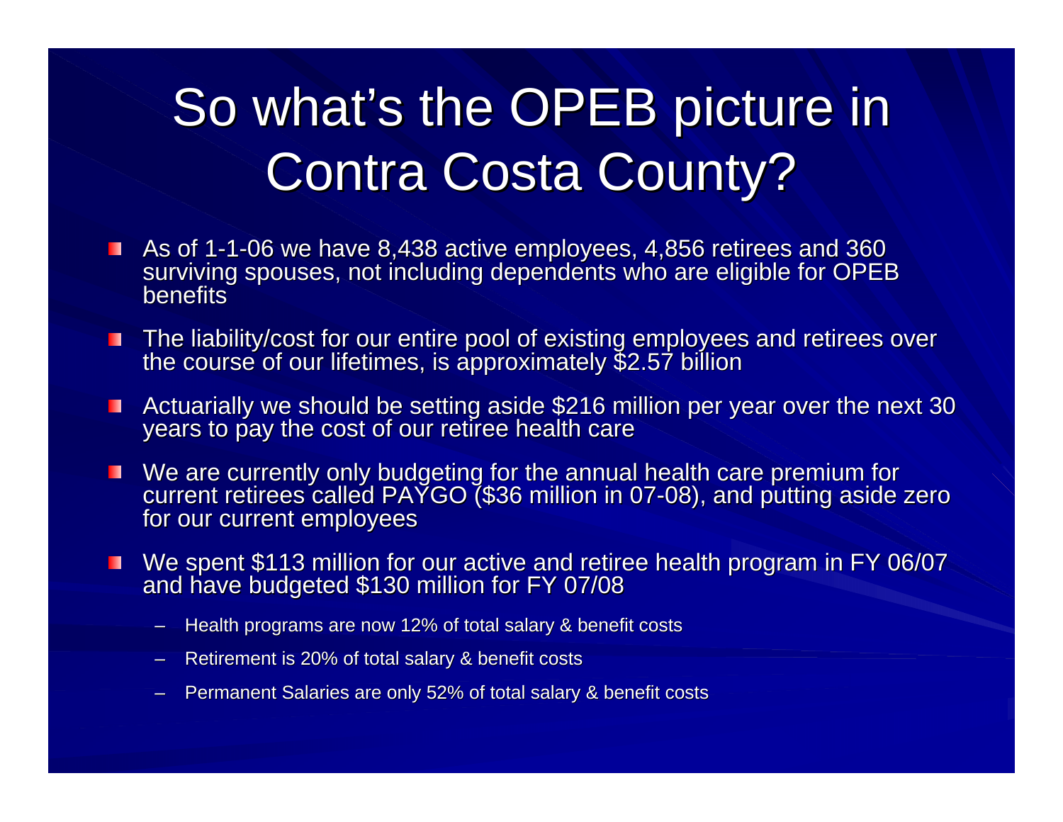# So what's the OPEB picture in Contra Costa County?

- As of 1-1-06 we have 8,438 active employees, 4,856 retirees and 360 surviving spouses, not including dependents who are eligible for OPEB benefits
- The liability/cost for our entire pool of existing employees and retirees over the course of our lifetimes, is approximately $2.57 billion
- Actuarially we should be setting aside $216 million per year over the next 30 years to pay the cost of our retiree health care
- We are currently only budgeting for the annual health care premium for current retirees called PAYGO ($36 million in 07-08), and putting aside zero for our current employees
- We spent $113 million for our active and retiree health program in FY 06/07 and have budgeted $130 million for FY 07/08
  - Health programs are now 12% of total salary & benefit costs
  - Retirement is 20% of total salary & benefit costs
  - Permanent Salaries are only 52% of total salary & benefit costs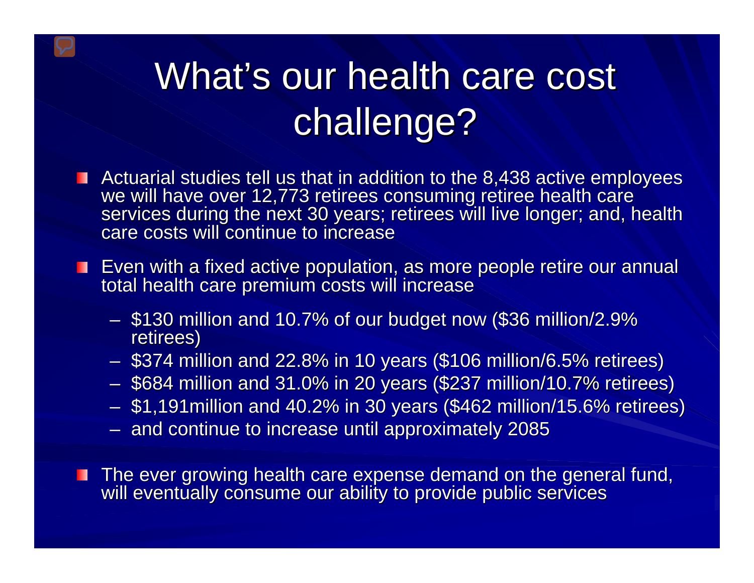# What's our health care cost challenge?

- Actuarial studies tell us that in addition to the 8,438 active employees we will have over 12,773 retirees consuming retiree health care services during the next 30 years; retirees will live longer; and, health care costs will continue to increase
- Even with a fixed active population, as more people retire our annual total health care premium costs will increase
  - $130 million and 10.7% of our budget now ($36 million/2.9% retirees)
  - $374 million and 22.8% in 10 years ($106 million/6.5% retirees)
  - $684 million and 31.0% in 20 years ($237 million/10.7% retirees)
  - $1,191million and 40.2% in 30 years ($462 million/15.6% retirees)
  - and continue to increase until approximately 2085
- The ever growing health care expense demand on the general fund, will eventually consume our ability to provide public services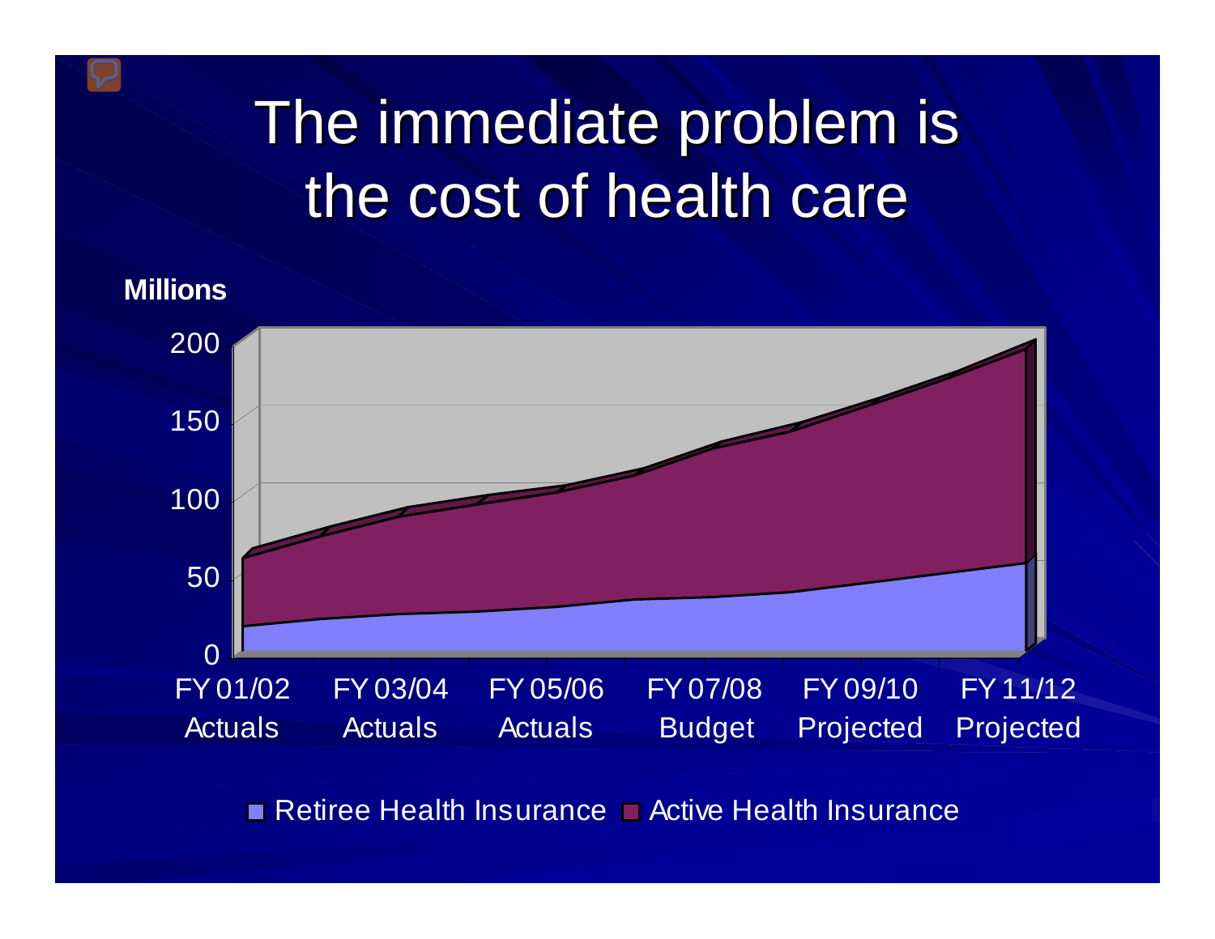# The immediate problem is the cost of health care

Millions

200

150

100

50

0

FY 01/02 Actuals | FY 03/04 Actuals | FY 05/06 Actuals | FY 07/08 Budget | FY 09/10 Projected | FY 11/12 Projected

Retiree Health Insurance | Active Health Insurance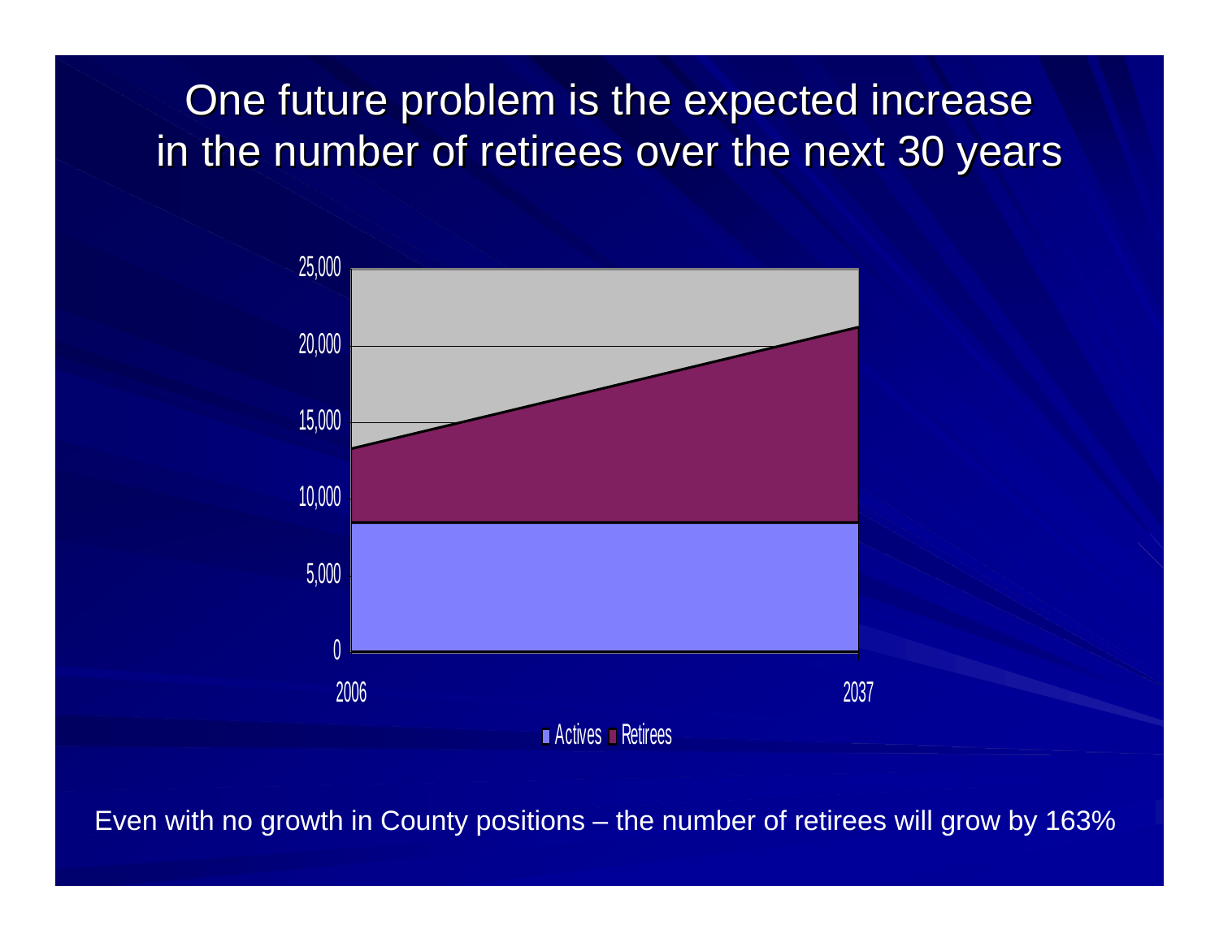# One future problem is the expected increase in the number of retirees over the next 30 years

25,000
20,000
15,000
10,000
5,000
0

2006 2037

Actives Retirees

Even with no growth in County positions – the number of retirees will grow by 163%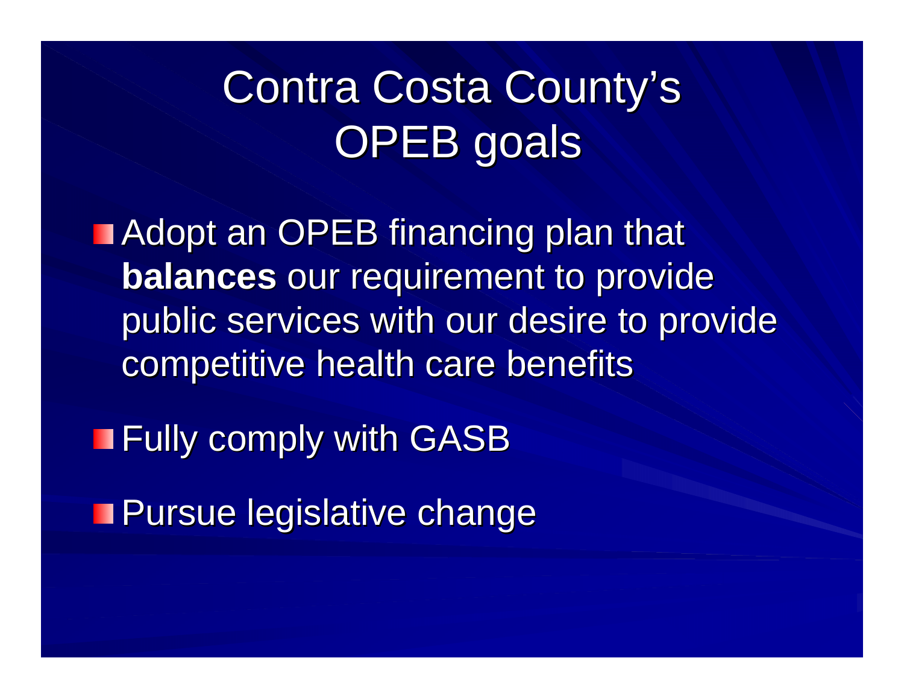# Contra Costa County's OPEB goals

- Adopt an OPEB financing plan that **balances** our requirement to provide public services with our desire to provide competitive health care benefits
- Fully comply with GASB
- Pursue legislative change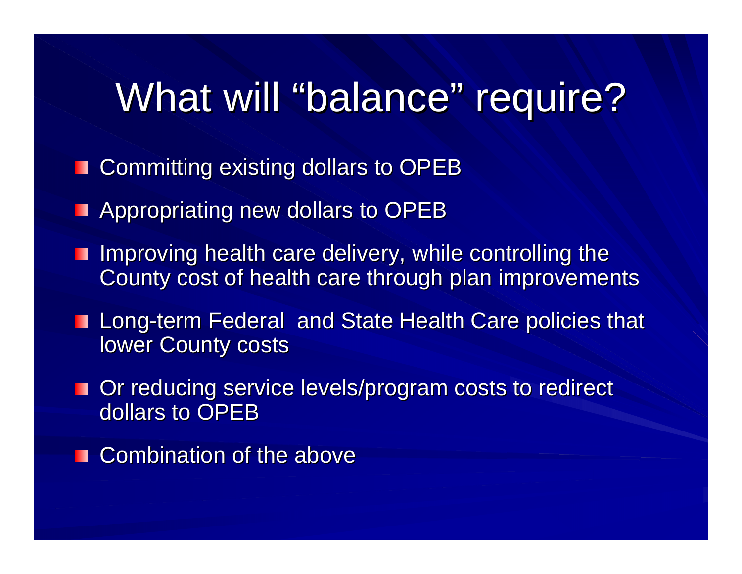# What will "balance" require?

- Committing existing dollars to OPEB
- Appropriating new dollars to OPEB
- Improving health care delivery, while controlling the County cost of health care through plan improvements
- Long-term Federal and State Health Care policies that lower County costs
- Or reducing service levels/program costs to redirect dollars to OPEB
- Combination of the above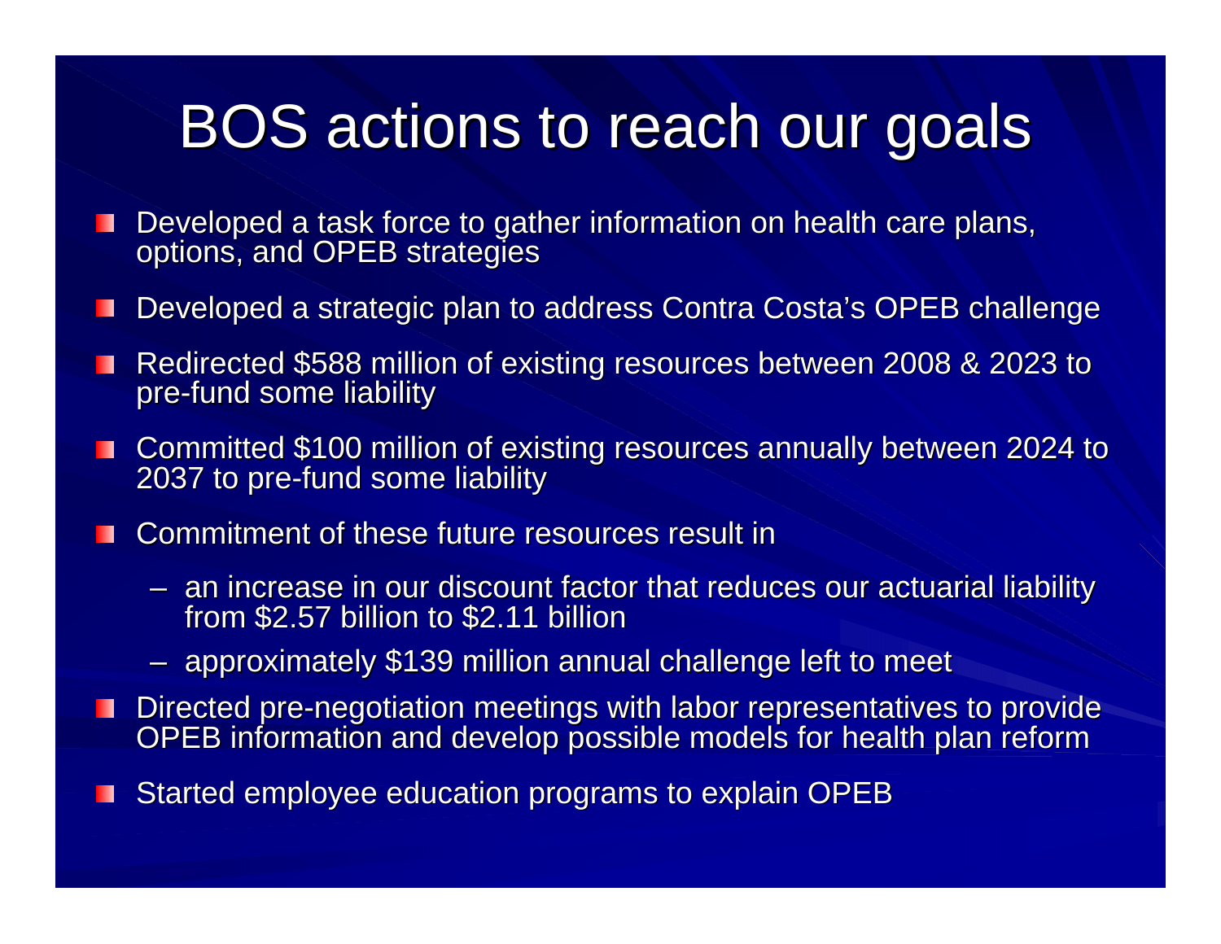# BOS actions to reach our goals

- Developed a task force to gather information on health care plans, options, and OPEB strategies
- Developed a strategic plan to address Contra Costa's OPEB challenge
- Redirected $588 million of existing resources between 2008 & 2023 to pre-fund some liability
- Committed $100 million of existing resources annually between 2024 to 2037 to pre-fund some liability
- Commitment of these future resources result in
  - an increase in our discount factor that reduces our actuarial liability from $2.57 billion to $2.11 billion
  - approximately $139 million annual challenge left to meet
- Directed pre-negotiation meetings with labor representatives to provide OPEB information and develop possible models for health plan reform
- Started employee education programs to explain OPEB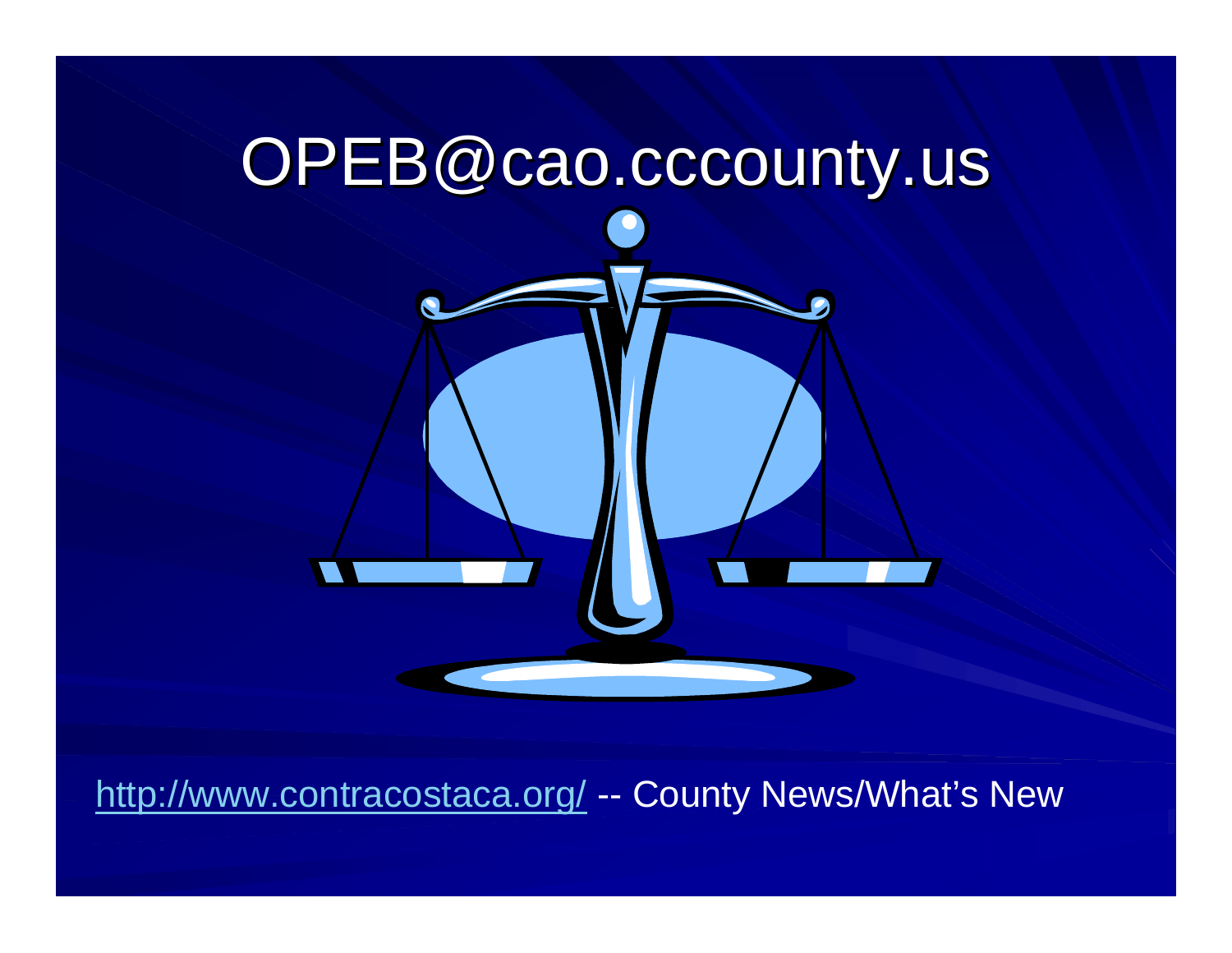# OPEB@cao.cccounty.us

http://www.contracostaca.org/ -- County News/What's New